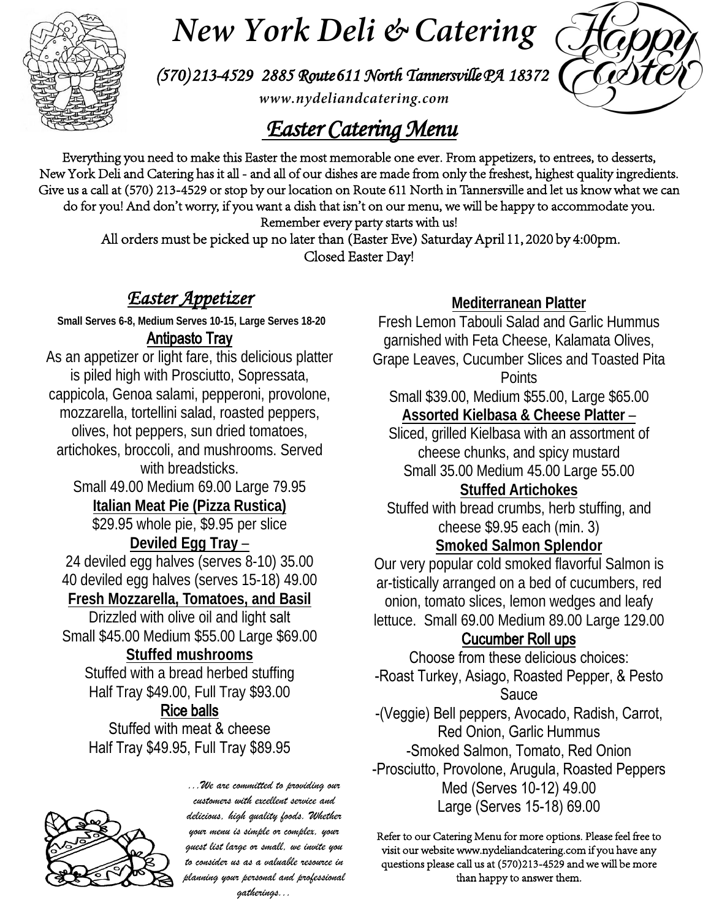# New York Deli & Catering

*(570)213-4529 2885 Route 611 North Tannersville PA 18372*

*www.nydeliandcatering.com*

Happy Easter

## *Easter Catering Menu*

Everything you need to make this Easter the most memorable one ever. From appetizers, to entrees, to desserts, New York Deli and Catering has it all - and all of our dishes are made from only the freshest, highest quality ingredients. Give us a call at (570) 213-4529 or stop by our location on Route 611 North in Tannersville and let us know what we can do for you! And don't worry, if you want a dish that isn't on our menu, we will be happy to accommodate you. Remember every party starts with us!

All orders must be picked up no later than (Easter Eve) Saturday April 11, 2020 by 4:00pm.

Closed Easter Day!

## *Easter Appetizer*

**Small Serves 6-8, Medium Serves 10-15, Large Serves 18-20**

### Antipasto Tray

As an appetizer or light fare, this delicious platter is piled high with Prosciutto, Sopressata, cappicola, Genoa salami, pepperoni, provolone, mozzarella, tortellini salad, roasted peppers, olives, hot peppers, sun dried tomatoes, artichokes, broccoli, and mushrooms. Served with breadsticks.

Small 49.00 Medium 69.00 Large 79.95

### Italian Meat Pie (Pizza Rustica)

$29.95 whole pie, $9.95 per slice

### Deviled Egg Tray –

24 deviled egg halves (serves 8-10) 35.00

40 deviled egg halves (serves 15-18) 49.00

### Fresh Mozzarella, Tomatoes, and Basil

Drizzled with olive oil and light salt

Small $45.00 Medium $55.00 Large $69.00

### Stuffed mushrooms

Stuffed with a bread herbed stuffing

Half Tray $49.00, Full Tray $93.00

### Rice balls

Stuffed with meat & cheese

Half Tray $49.95, Full Tray $89.95

*...We are committed to providing our customers with excellent service and delicious, high quality foods. Whether your menu is simple or complex, your guest list large or small, we invite you to consider us as a valuable resource in planning your personal and professional gatherings...*

### Mediterranean Platter

Fresh Lemon Tabouli Salad and Garlic Hummus garnished with Feta Cheese, Kalamata Olives, Grape Leaves, Cucumber Slices and Toasted Pita Points

Small $39.00, Medium $55.00, Large $65.00

### Assorted Kielbasa & Cheese Platter –

Sliced, grilled Kielbasa with an assortment of cheese chunks, and spicy mustard

Small 35.00 Medium 45.00 Large 55.00

### Stuffed Artichokes

Stuffed with bread crumbs, herb stuffing, and cheese $9.95 each (min. 3)

### Smoked Salmon Splendor

Our very popular cold smoked flavorful Salmon is ar-tistically arranged on a bed of cucumbers, red onion, tomato slices, lemon wedges and leafy lettuce. Small 69.00 Medium 89.00 Large 129.00

### Cucumber Roll ups

Choose from these delicious choices:

- Roast Turkey, Asiago, Roasted Pepper, & Pesto Sauce
- (Veggie) Bell peppers, Avocado, Radish, Carrot, Red Onion, Garlic Hummus
- Smoked Salmon, Tomato, Red Onion
- Prosciutto, Provolone, Arugula, Roasted Peppers

Med (Serves 10-12) 49.00

Large (Serves 15-18) 69.00

Refer to our Catering Menu for more options. Please feel free to visit our website www.nydeliandcatering.com if you have any questions please call us at (570)213-4529 and we will be more than happy to answer them.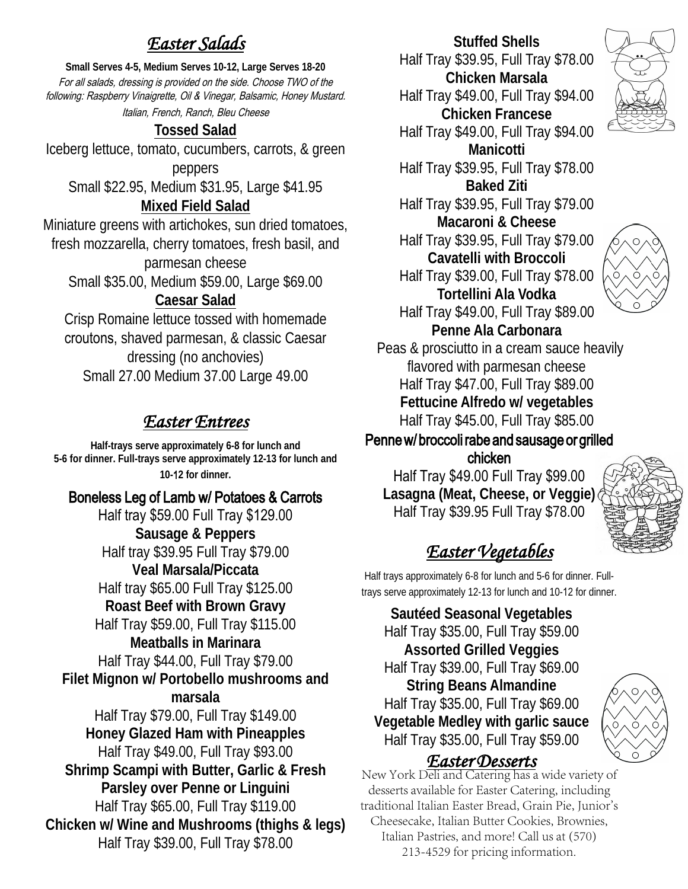## *Easter Salads*

**Small Serves 4-5, Medium Serves 10-12, Large Serves 18-20**

*For all salads, dressing is provided on the side. Choose TWO of the following: Raspberry Vinaigrette, Oil & Vinegar, Balsamic, Honey Mustard. Italian, French, Ranch, Bleu Cheese*

**Tossed Salad**

Iceberg lettuce, tomato, cucumbers, carrots, & green peppers

Small $22.95, Medium $31.95, Large $41.95

**Mixed Field Salad**

Miniature greens with artichokes, sun dried tomatoes, fresh mozzarella, cherry tomatoes, fresh basil, and parmesan cheese

Small $35.00, Medium $59.00, Large $69.00

**Caesar Salad**

Crisp Romaine lettuce tossed with homemade croutons, shaved parmesan, & classic Caesar dressing (no anchovies)

Small 27.00 Medium 37.00 Large 49.00

## *Easter Entrees*

**Half-trays serve approximately 6-8 for lunch and 5-6 for dinner. Full-trays serve approximately 12-13 for lunch and 10-12 for dinner.**

**Boneless Leg of Lamb w/ Potatoes & Carrots**

Half tray $59.00 Full Tray $129.00

**Sausage & Peppers**

Half tray $39.95 Full Tray $79.00

**Veal Marsala/Piccata**

Half tray $65.00 Full Tray $125.00

**Roast Beef with Brown Gravy**

Half Tray $59.00, Full Tray $115.00

**Meatballs in Marinara**

Half Tray $44.00, Full Tray $79.00

**Filet Mignon w/ Portobello mushrooms and marsala**

Half Tray $79.00, Full Tray $149.00

**Honey Glazed Ham with Pineapples**

Half Tray $49.00, Full Tray $93.00

**Shrimp Scampi with Butter, Garlic & Fresh Parsley over Penne or Linguini**

Half Tray $65.00, Full Tray $119.00

**Chicken w/ Wine and Mushrooms (thighs & legs)**

Half Tray $39.00, Full Tray $78.00

**Stuffed Shells**

Half Tray $39.95, Full Tray $78.00

**Chicken Marsala**

Half Tray $49.00, Full Tray $94.00

**Chicken Francese**

Half Tray $49.00, Full Tray $94.00

**Manicotti**

Half Tray $39.95, Full Tray $78.00

**Baked Ziti**

Half Tray $39.95, Full Tray $79.00

**Macaroni & Cheese**

Half Tray $39.95, Full Tray $79.00

**Cavatelli with Broccoli**

Half Tray $39.00, Full Tray $78.00

**Tortellini Ala Vodka**

Half Tray $49.00, Full Tray $89.00

**Penne Ala Carbonara**

Peas & prosciutto in a cream sauce heavily flavored with parmesan cheese

Half Tray $47.00, Full Tray $89.00

**Fettucine Alfredo w/ vegetables**

Half Tray $45.00, Full Tray $85.00

**Penne w/ broccoli rabe and sausage or grilled chicken**

Half Tray $49.00 Full Tray $99.00

**Lasagna (Meat, Cheese, or Veggie)**

Half Tray $39.95 Full Tray $78.00

## *Easter Vegetables*

Half trays approximately 6-8 for lunch and 5-6 for dinner. Full-trays serve approximately 12-13 for lunch and 10-12 for dinner.

**Sautéed Seasonal Vegetables**

Half Tray $35.00, Full Tray $59.00

**Assorted Grilled Veggies**

Half Tray $39.00, Full Tray $69.00

**String Beans Almandine**

Half Tray $35.00, Full Tray $69.00

**Vegetable Medley with garlic sauce**

Half Tray $35.00, Full Tray $59.00

## *Easter Desserts*

New York Deli and Catering has a wide variety of desserts available for Easter Catering, including traditional Italian Easter Bread, Grain Pie, Junior's Cheesecake, Italian Butter Cookies, Brownies, Italian Pastries, and more! Call us at (570) 213-4529 for pricing information.